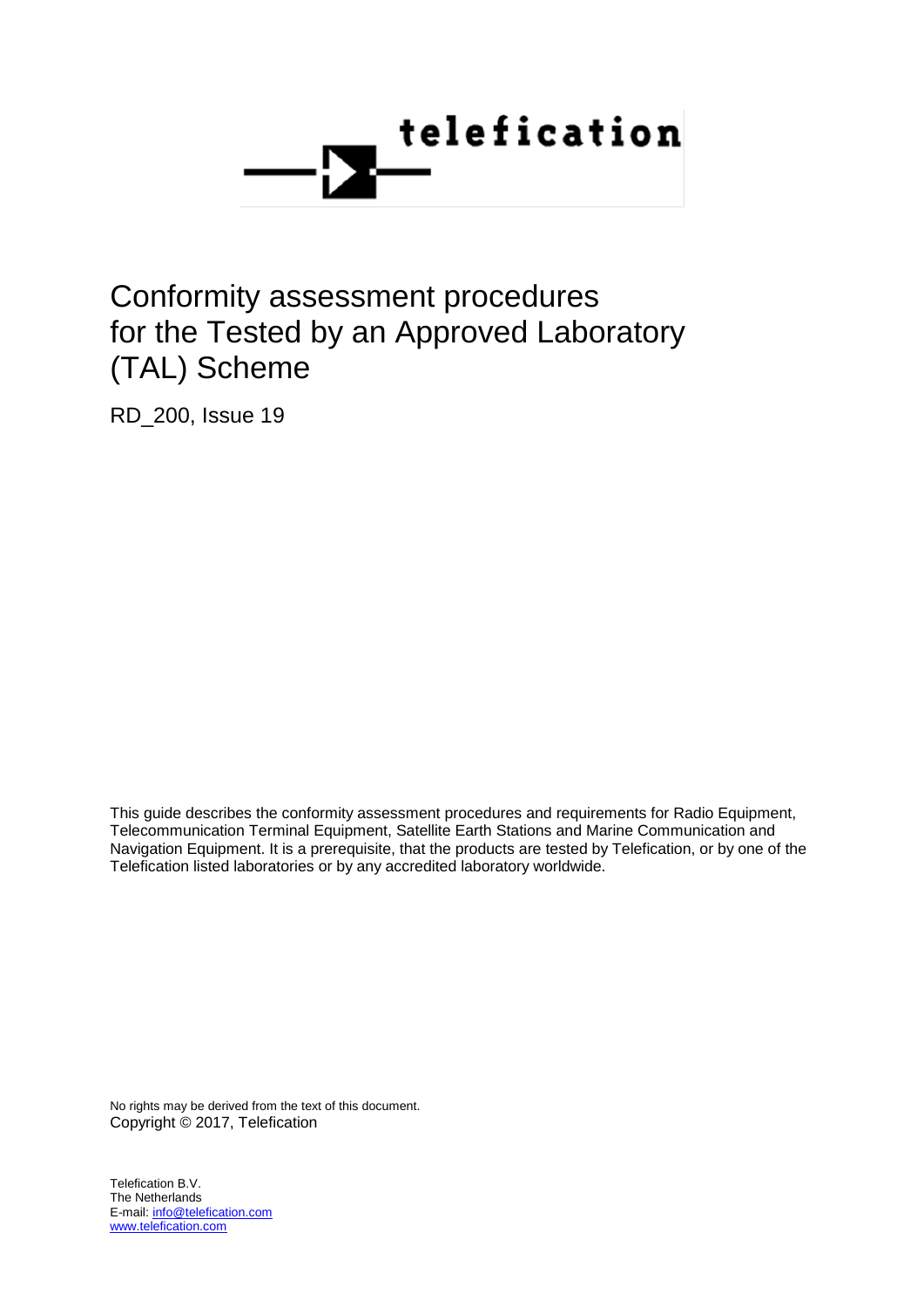telefication

# Conformity assessment procedures for the Tested by an Approved Laboratory (TAL) Scheme

RD_200, Issue 19

This guide describes the conformity assessment procedures and requirements for Radio Equipment, Telecommunication Terminal Equipment, Satellite Earth Stations and Marine Communication and Navigation Equipment. It is a prerequisite, that the products are tested by Telefication, or by one of the Telefication listed laboratories or by any accredited laboratory worldwide.

No rights may be derived from the text of this document.
Copyright © 2017, Telefication

Telefication B.V.
The Netherlands
E-mail: info@telefication.com
www.telefication.com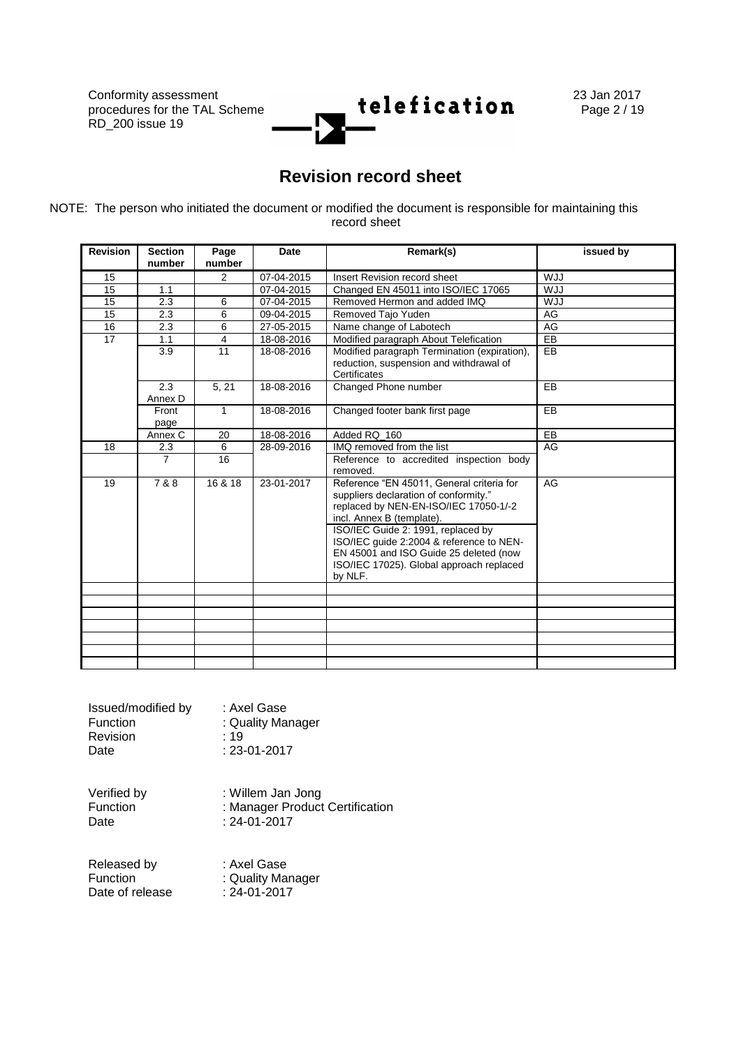# Revision record sheet

NOTE: The person who initiated the document or modified the document is responsible for maintaining this record sheet

| Revision | Section number | Page number | Date | Remark(s) | issued by |
|---|---|---|---|---|---|
| 15 | | 2 | 07-04-2015 | Insert Revision record sheet | WJJ |
| 15 | 1.1 | | 07-04-2015 | Changed EN 45011 into ISO/IEC 17065 | WJJ |
| 15 | 2.3 | 6 | 07-04-2015 | Removed Hermon and added IMQ | WJJ |
| 15 | 2.3 | 6 | 09-04-2015 | Removed Tajo Yuden | AG |
| 16 | 2.3 | 6 | 27-05-2015 | Name change of Labotech | AG |
| 17 | 1.1 | 4 | 18-08-2016 | Modified paragraph About Telefication | EB |
| | 3.9 | 11 | 18-08-2016 | Modified paragraph Termination (expiration), reduction, suspension and withdrawal of Certificates | EB |
| | 2.3 Annex D | 5, 21 | 18-08-2016 | Changed Phone number | EB |
| | Front page | 1 | 18-08-2016 | Changed footer bank first page | EB |
| | Annex C | 20 | 18-08-2016 | Added RQ_160 | EB |
| 18 | 2.3 | 6 | 28-09-2016 | IMQ removed from the list | AG |
| | 7 | 16 | | Reference to accredited inspection body removed. | |
| 19 | 7 & 8 | 16 & 18 | 23-01-2017 | Reference "EN 45011, General criteria for suppliers declaration of conformity." replaced by NEN-EN-ISO/IEC 17050-1/-2 incl. Annex B (template). ISO/IEC Guide 2: 1991, replaced by ISO/IEC guide 2:2004 & reference to NEN-EN 45001 and ISO Guide 25 deleted (now ISO/IEC 17025). Global approach replaced by NLF. | AG |
| | | | | | |
| | | | | | |
| | | | | | |
| | | | | | |
| | | | | | |
| | | | | | |
| | | | | | |

Issued/modified by : Axel Gase
Function : Quality Manager
Revision : 19
Date : 23-01-2017

Verified by : Willem Jan Jong
Function : Manager Product Certification
Date : 24-01-2017

Released by : Axel Gase
Function : Quality Manager
Date of release : 24-01-2017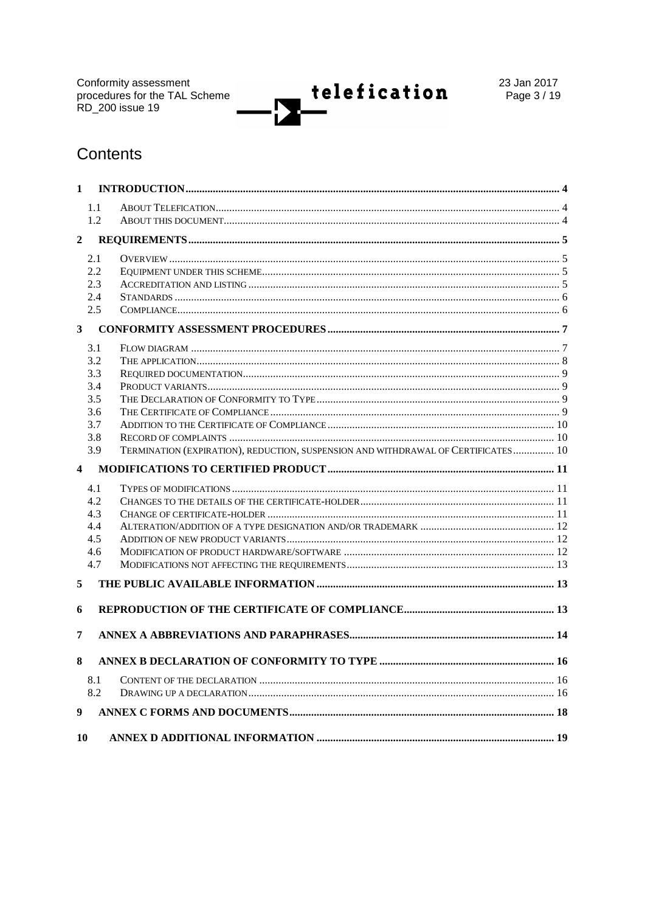# Contents

1 INTRODUCTION ..... 4
- 1.1 ABOUT TELEFICATION ..... 4
- 1.2 ABOUT THIS DOCUMENT ..... 4

2 REQUIREMENTS ..... 5
- 2.1 OVERVIEW ..... 5
- 2.2 EQUIPMENT UNDER THIS SCHEME ..... 5
- 2.3 ACCREDITATION AND LISTING ..... 5
- 2.4 STANDARDS ..... 6
- 2.5 COMPLIANCE ..... 6

3 CONFORMITY ASSESSMENT PROCEDURES ..... 7
- 3.1 FLOW DIAGRAM ..... 7
- 3.2 THE APPLICATION ..... 8
- 3.3 REQUIRED DOCUMENTATION ..... 9
- 3.4 PRODUCT VARIANTS ..... 9
- 3.5 THE DECLARATION OF CONFORMITY TO TYPE ..... 9
- 3.6 THE CERTIFICATE OF COMPLIANCE ..... 9
- 3.7 ADDITION TO THE CERTIFICATE OF COMPLIANCE ..... 10
- 3.8 RECORD OF COMPLAINTS ..... 10
- 3.9 TERMINATION (EXPIRATION), REDUCTION, SUSPENSION AND WITHDRAWAL OF CERTIFICATES ..... 10

4 MODIFICATIONS TO CERTIFIED PRODUCT ..... 11
- 4.1 TYPES OF MODIFICATIONS ..... 11
- 4.2 CHANGES TO THE DETAILS OF THE CERTIFICATE-HOLDER ..... 11
- 4.3 CHANGE OF CERTIFICATE-HOLDER ..... 11
- 4.4 ALTERATION/ADDITION OF A TYPE DESIGNATION AND/OR TRADEMARK ..... 12
- 4.5 ADDITION OF NEW PRODUCT VARIANTS ..... 12
- 4.6 MODIFICATION OF PRODUCT HARDWARE/SOFTWARE ..... 12
- 4.7 MODIFICATIONS NOT AFFECTING THE REQUIREMENTS ..... 13

5 THE PUBLIC AVAILABLE INFORMATION ..... 13

6 REPRODUCTION OF THE CERTIFICATE OF COMPLIANCE ..... 13

7 ANNEX A ABBREVIATIONS AND PARAPHRASES ..... 14

8 ANNEX B DECLARATION OF CONFORMITY TO TYPE ..... 16
- 8.1 CONTENT OF THE DECLARATION ..... 16
- 8.2 DRAWING UP A DECLARATION ..... 16

9 ANNEX C FORMS AND DOCUMENTS ..... 18

10 ANNEX D ADDITIONAL INFORMATION ..... 19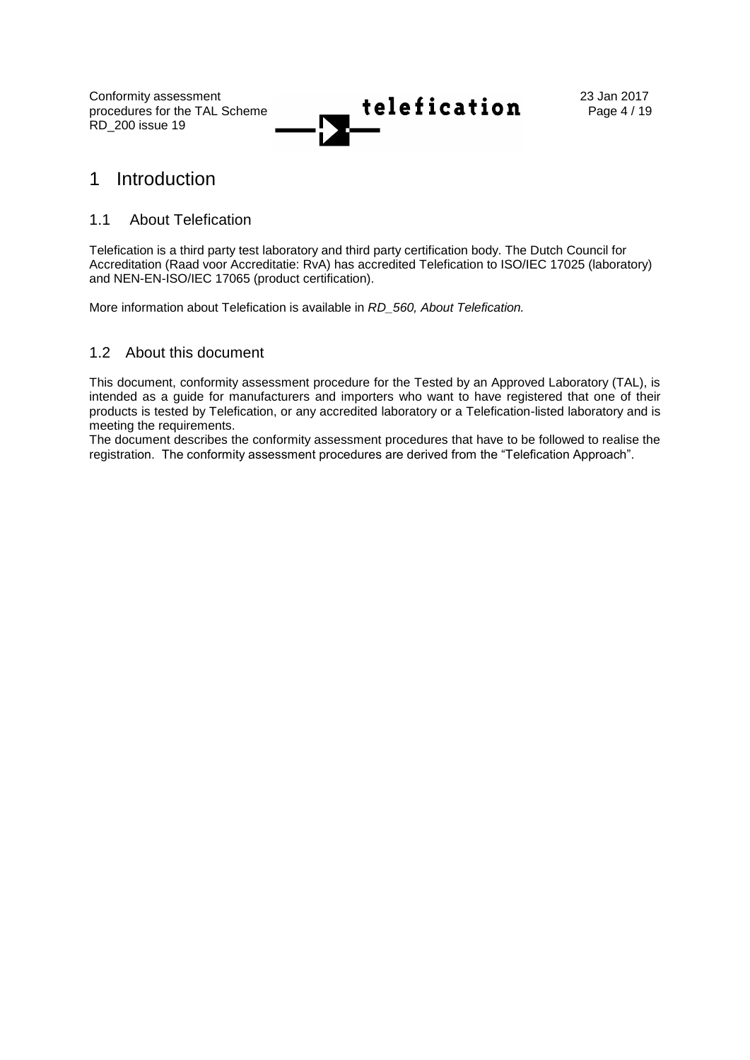# 1 Introduction

## 1.1 About Telefication

Telefication is a third party test laboratory and third party certification body. The Dutch Council for Accreditation (Raad voor Accreditatie: RvA) has accredited Telefication to ISO/IEC 17025 (laboratory) and NEN-EN-ISO/IEC 17065 (product certification).

More information about Telefication is available in *RD_560, About Telefication.*

## 1.2 About this document

This document, conformity assessment procedure for the Tested by an Approved Laboratory (TAL), is intended as a guide for manufacturers and importers who want to have registered that one of their products is tested by Telefication, or any accredited laboratory or a Telefication-listed laboratory and is meeting the requirements.

The document describes the conformity assessment procedures that have to be followed to realise the registration. The conformity assessment procedures are derived from the "Telefication Approach".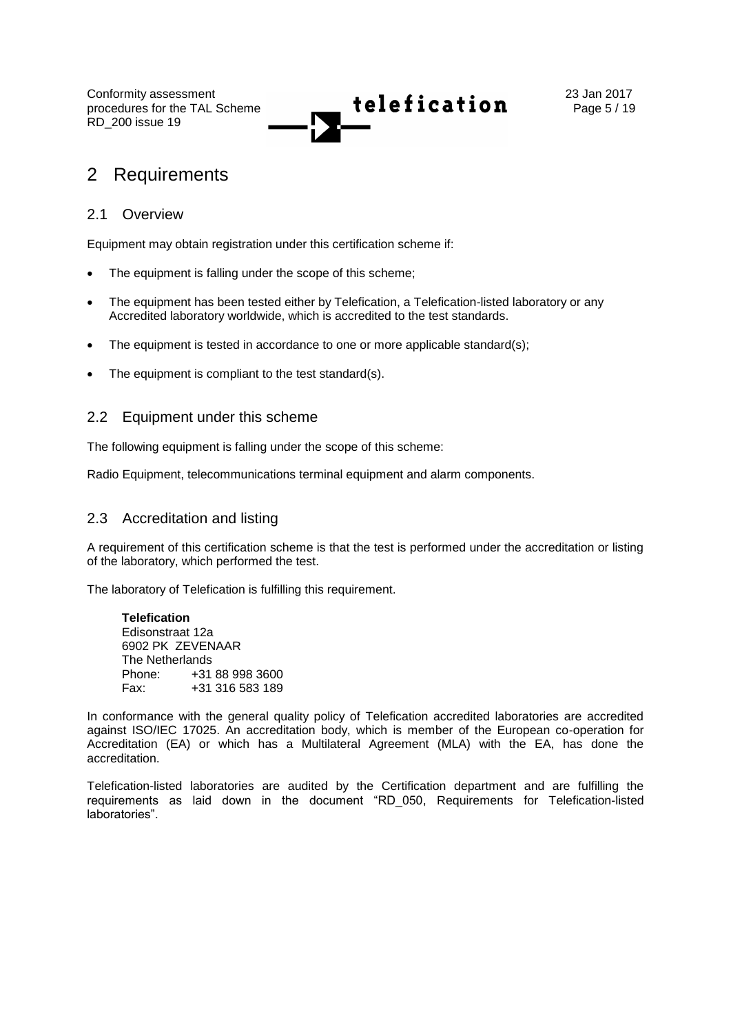# 2 Requirements

## 2.1 Overview

Equipment may obtain registration under this certification scheme if:

- The equipment is falling under the scope of this scheme;
- The equipment has been tested either by Telefication, a Telefication-listed laboratory or any Accredited laboratory worldwide, which is accredited to the test standards.
- The equipment is tested in accordance to one or more applicable standard(s);
- The equipment is compliant to the test standard(s).

## 2.2 Equipment under this scheme

The following equipment is falling under the scope of this scheme:

Radio Equipment, telecommunications terminal equipment and alarm components.

## 2.3 Accreditation and listing

A requirement of this certification scheme is that the test is performed under the accreditation or listing of the laboratory, which performed the test.

The laboratory of Telefication is fulfilling this requirement.

**Telefication**
Edisonstraat 12a
6902 PK ZEVENAAR
The Netherlands
Phone: +31 88 998 3600
Fax: +31 316 583 189

In conformance with the general quality policy of Telefication accredited laboratories are accredited against ISO/IEC 17025. An accreditation body, which is member of the European co-operation for Accreditation (EA) or which has a Multilateral Agreement (MLA) with the EA, has done the accreditation.

Telefication-listed laboratories are audited by the Certification department and are fulfilling the requirements as laid down in the document "RD_050, Requirements for Telefication-listed laboratories".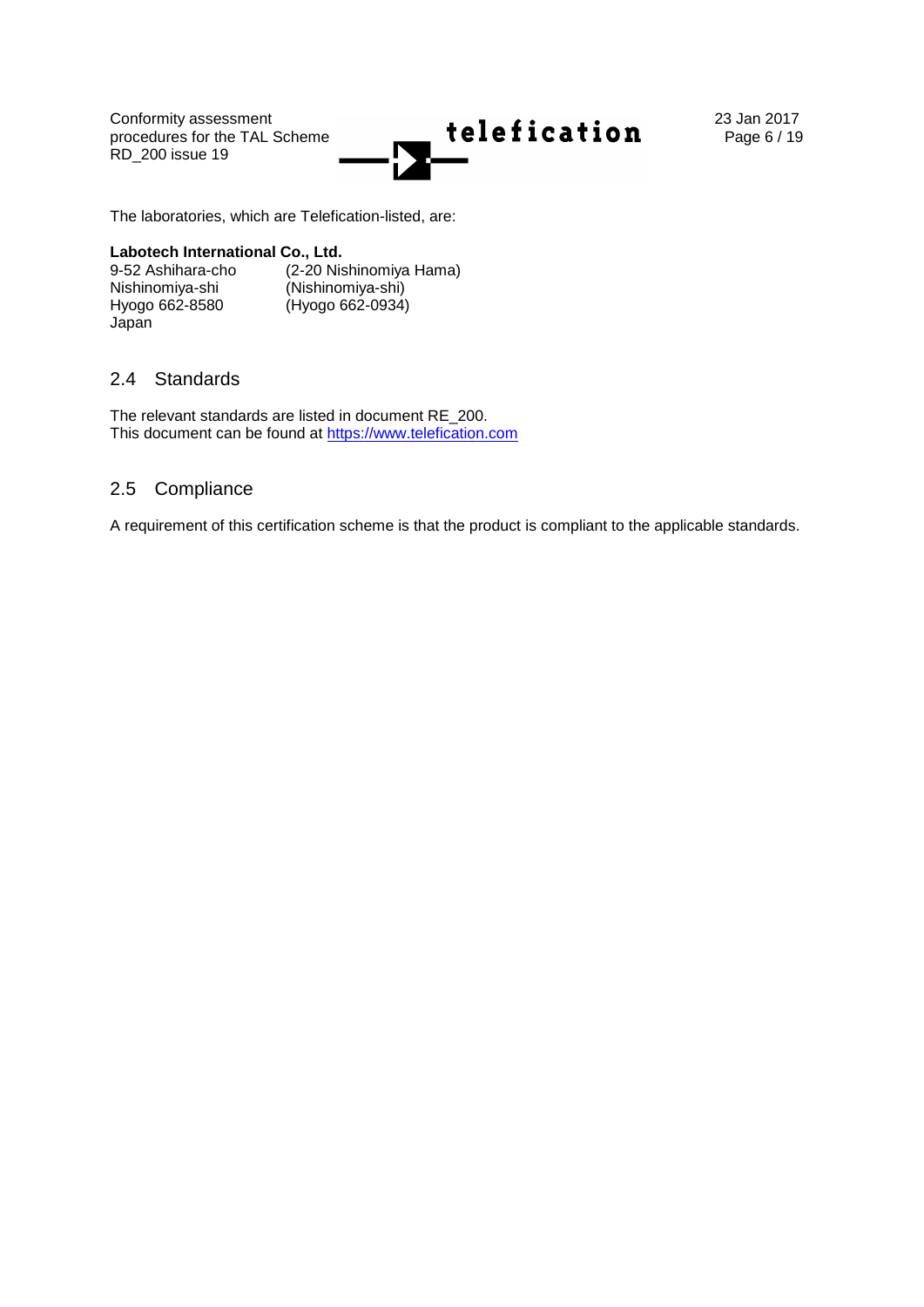The laboratories, which are Telefication-listed, are:

**Labotech International Co., Ltd.**

| | |
|---|---|
| 9-52 Ashihara-cho | (2-20 Nishinomiya Hama) |
| Nishinomiya-shi | (Nishinomiya-shi) |
| Hyogo 662-8580 | (Hyogo 662-0934) |
| Japan | |

## 2.4 Standards

The relevant standards are listed in document RE_200.
This document can be found at https://www.telefication.com

## 2.5 Compliance

A requirement of this certification scheme is that the product is compliant to the applicable standards.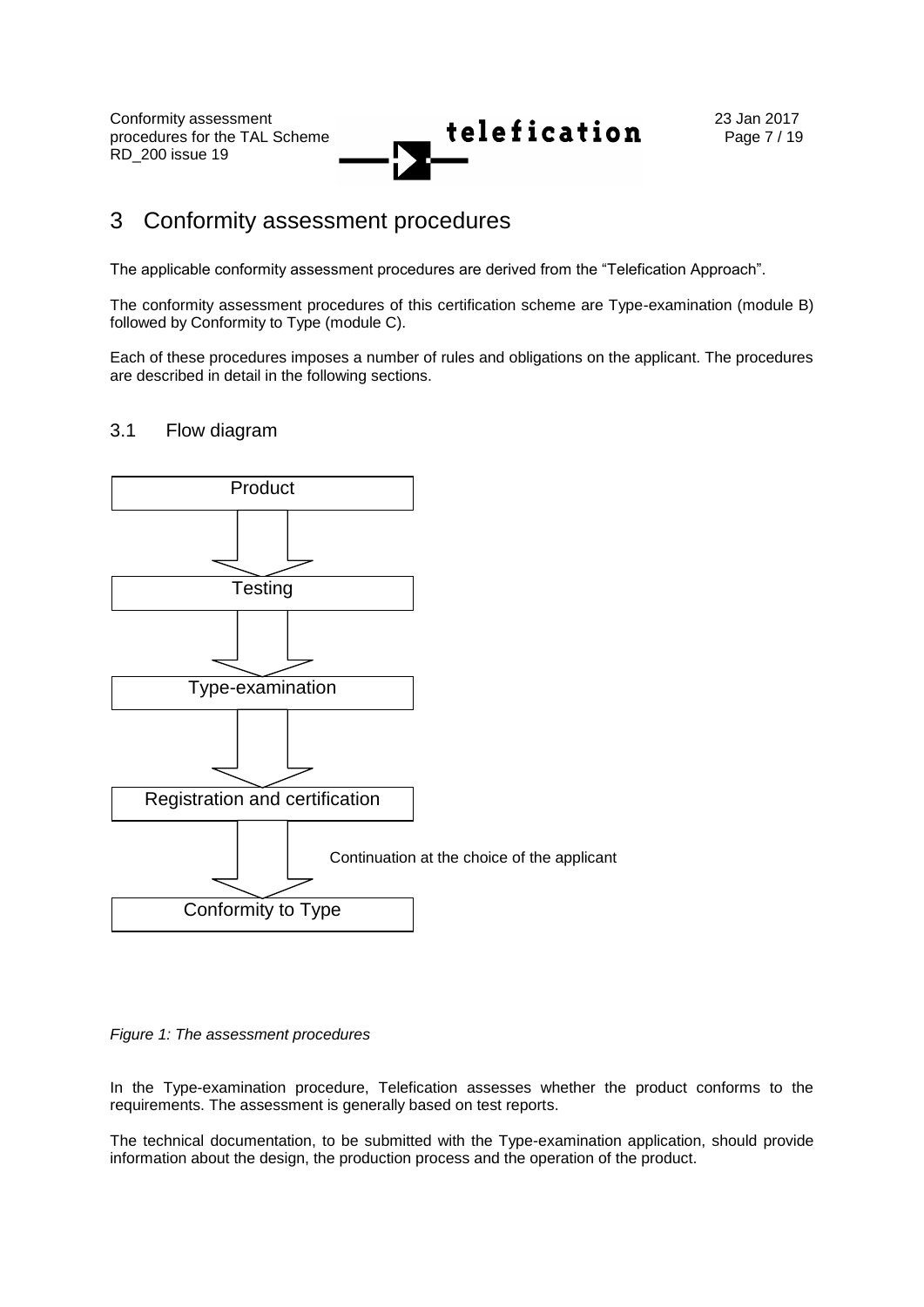# 3 Conformity assessment procedures

The applicable conformity assessment procedures are derived from the "Telefication Approach".

The conformity assessment procedures of this certification scheme are Type-examination (module B) followed by Conformity to Type (module C).

Each of these procedures imposes a number of rules and obligations on the applicant. The procedures are described in detail in the following sections.

## 3.1 Flow diagram

Product

↓

Testing

↓

Type-examination

↓

Registration and certification

↓ Continuation at the choice of the applicant

Conformity to Type

*Figure 1: The assessment procedures*

In the Type-examination procedure, Telefication assesses whether the product conforms to the requirements. The assessment is generally based on test reports.

The technical documentation, to be submitted with the Type-examination application, should provide information about the design, the production process and the operation of the product.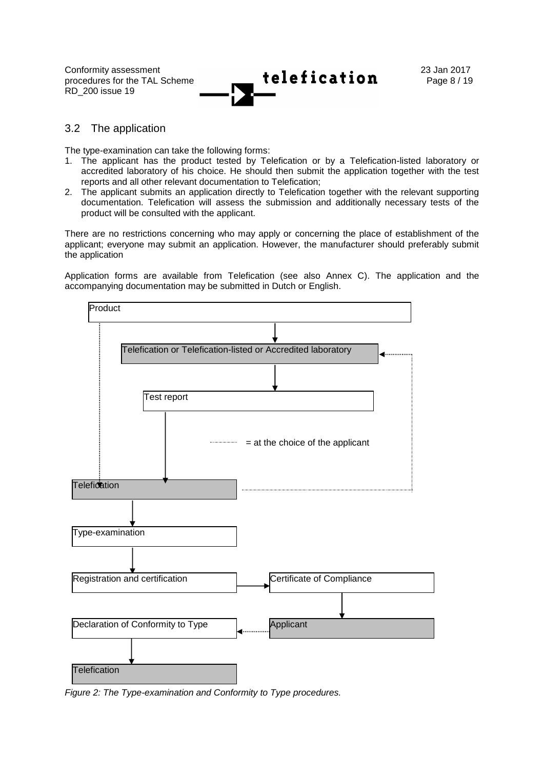## 3.2 The application

The type-examination can take the following forms:

1. The applicant has the product tested by Telefication or by a Telefication-listed laboratory or accredited laboratory of his choice. He should then submit the application together with the test reports and all other relevant documentation to Telefication;
2. The applicant submits an application directly to Telefication together with the relevant supporting documentation. Telefication will assess the submission and additionally necessary tests of the product will be consulted with the applicant.

There are no restrictions concerning who may apply or concerning the place of establishment of the applicant; everyone may submit an application. However, the manufacturer should preferably submit the application

Application forms are available from Telefication (see also Annex C). The application and the accompanying documentation may be submitted in Dutch or English.

Product

Telefication or Telefication-listed or Accredited laboratory

Test report

= at the choice of the applicant

Telefication

Type-examination

Registration and certification

Certificate of Compliance

Applicant

Declaration of Conformity to Type

Telefication

*Figure 2: The Type-examination and Conformity to Type procedures.*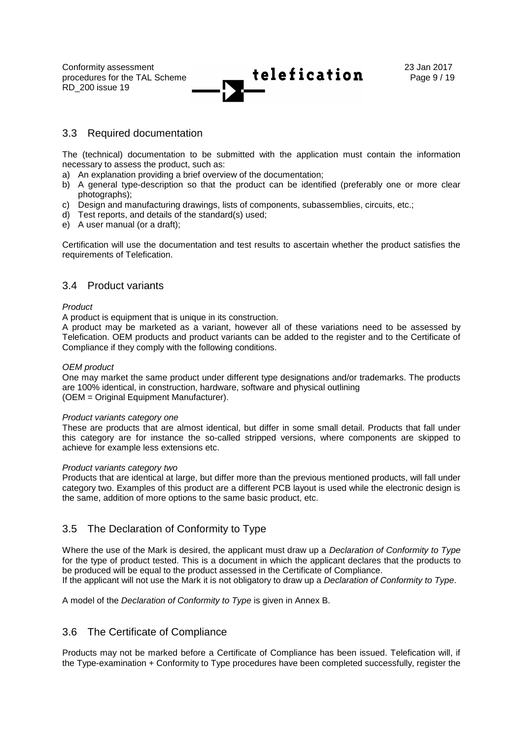## 3.3 Required documentation

The (technical) documentation to be submitted with the application must contain the information necessary to assess the product, such as:

a) An explanation providing a brief overview of the documentation;
b) A general type-description so that the product can be identified (preferably one or more clear photographs);
c) Design and manufacturing drawings, lists of components, subassemblies, circuits, etc.;
d) Test reports, and details of the standard(s) used;
e) A user manual (or a draft);

Certification will use the documentation and test results to ascertain whether the product satisfies the requirements of Telefication.

## 3.4 Product variants

*Product*

A product is equipment that is unique in its construction.

A product may be marketed as a variant, however all of these variations need to be assessed by Telefication. OEM products and product variants can be added to the register and to the Certificate of Compliance if they comply with the following conditions.

*OEM product*

One may market the same product under different type designations and/or trademarks. The products are 100% identical, in construction, hardware, software and physical outlining
(OEM = Original Equipment Manufacturer).

*Product variants category one*

These are products that are almost identical, but differ in some small detail. Products that fall under this category are for instance the so-called stripped versions, where components are skipped to achieve for example less extensions etc.

*Product variants category two*

Products that are identical at large, but differ more than the previous mentioned products, will fall under category two. Examples of this product are a different PCB layout is used while the electronic design is the same, addition of more options to the same basic product, etc.

## 3.5 The Declaration of Conformity to Type

Where the use of the Mark is desired, the applicant must draw up a *Declaration of Conformity to Type* for the type of product tested. This is a document in which the applicant declares that the products to be produced will be equal to the product assessed in the Certificate of Compliance.
If the applicant will not use the Mark it is not obligatory to draw up a *Declaration of Conformity to Type*.

A model of the *Declaration of Conformity to Type* is given in Annex B.

## 3.6 The Certificate of Compliance

Products may not be marked before a Certificate of Compliance has been issued. Telefication will, if the Type-examination + Conformity to Type procedures have been completed successfully, register the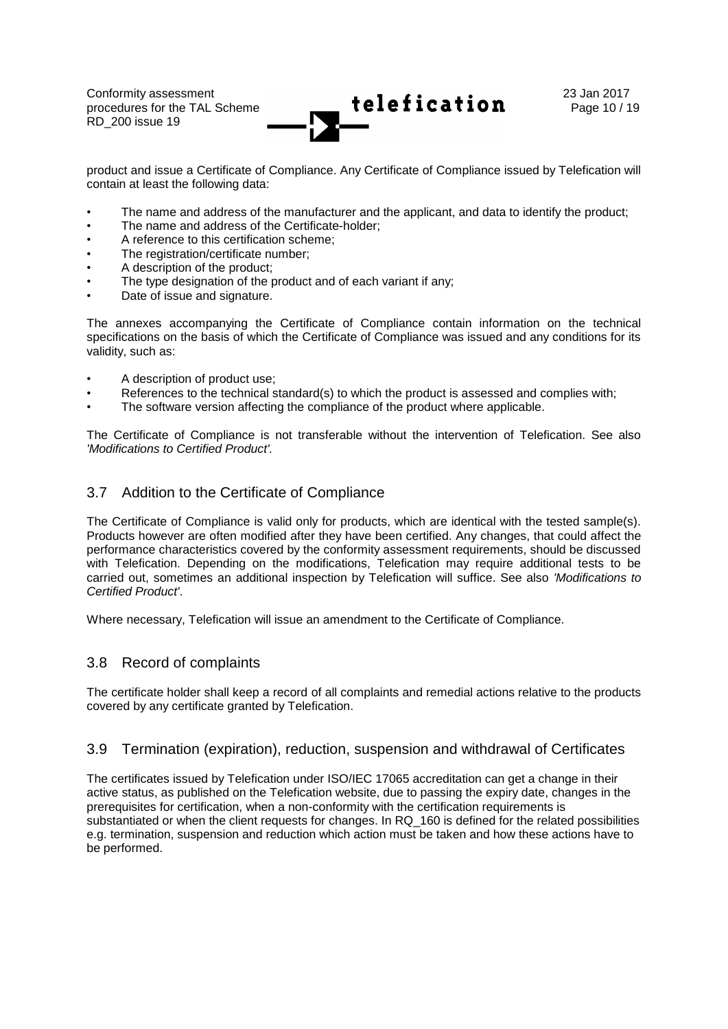product and issue a Certificate of Compliance. Any Certificate of Compliance issued by Telefication will contain at least the following data:

- The name and address of the manufacturer and the applicant, and data to identify the product;
- The name and address of the Certificate-holder;
- A reference to this certification scheme;
- The registration/certificate number;
- A description of the product;
- The type designation of the product and of each variant if any;
- Date of issue and signature.

The annexes accompanying the Certificate of Compliance contain information on the technical specifications on the basis of which the Certificate of Compliance was issued and any conditions for its validity, such as:

- A description of product use;
- References to the technical standard(s) to which the product is assessed and complies with;
- The software version affecting the compliance of the product where applicable.

The Certificate of Compliance is not transferable without the intervention of Telefication. See also *'Modifications to Certified Product'*.

## 3.7 Addition to the Certificate of Compliance

The Certificate of Compliance is valid only for products, which are identical with the tested sample(s). Products however are often modified after they have been certified. Any changes, that could affect the performance characteristics covered by the conformity assessment requirements, should be discussed with Telefication. Depending on the modifications, Telefication may require additional tests to be carried out, sometimes an additional inspection by Telefication will suffice. See also *'Modifications to Certified Product'*.

Where necessary, Telefication will issue an amendment to the Certificate of Compliance.

## 3.8 Record of complaints

The certificate holder shall keep a record of all complaints and remedial actions relative to the products covered by any certificate granted by Telefication.

## 3.9 Termination (expiration), reduction, suspension and withdrawal of Certificates

The certificates issued by Telefication under ISO/IEC 17065 accreditation can get a change in their active status, as published on the Telefication website, due to passing the expiry date, changes in the prerequisites for certification, when a non-conformity with the certification requirements is substantiated or when the client requests for changes. In RQ_160 is defined for the related possibilities e.g. termination, suspension and reduction which action must be taken and how these actions have to be performed.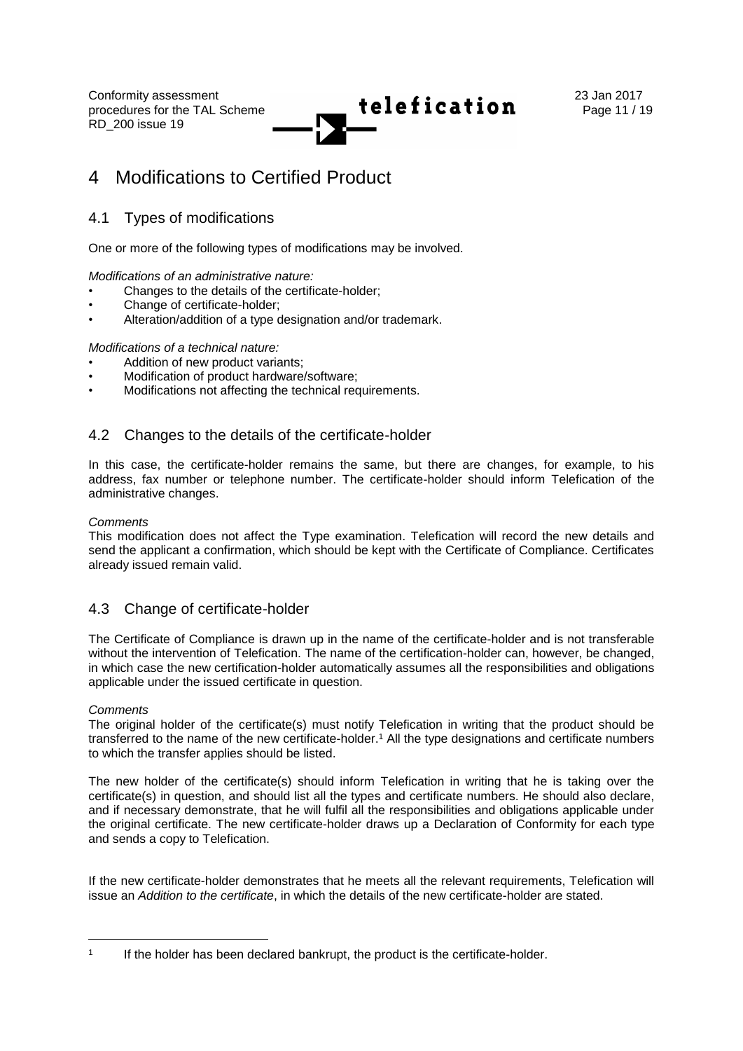# 4 Modifications to Certified Product

## 4.1 Types of modifications

One or more of the following types of modifications may be involved.

*Modifications of an administrative nature:*

- Changes to the details of the certificate-holder;
- Change of certificate-holder;
- Alteration/addition of a type designation and/or trademark.

*Modifications of a technical nature:*

- Addition of new product variants;
- Modification of product hardware/software;
- Modifications not affecting the technical requirements.

## 4.2 Changes to the details of the certificate-holder

In this case, the certificate-holder remains the same, but there are changes, for example, to his address, fax number or telephone number. The certificate-holder should inform Telefication of the administrative changes.

*Comments*

This modification does not affect the Type examination. Telefication will record the new details and send the applicant a confirmation, which should be kept with the Certificate of Compliance. Certificates already issued remain valid.

## 4.3 Change of certificate-holder

The Certificate of Compliance is drawn up in the name of the certificate-holder and is not transferable without the intervention of Telefication. The name of the certification-holder can, however, be changed, in which case the new certification-holder automatically assumes all the responsibilities and obligations applicable under the issued certificate in question.

*Comments*

The original holder of the certificate(s) must notify Telefication in writing that the product should be transferred to the name of the new certificate-holder.[1] All the type designations and certificate numbers to which the transfer applies should be listed.

The new holder of the certificate(s) should inform Telefication in writing that he is taking over the certificate(s) in question, and should list all the types and certificate numbers. He should also declare, and if necessary demonstrate, that he will fulfil all the responsibilities and obligations applicable under the original certificate. The new certificate-holder draws up a Declaration of Conformity for each type and sends a copy to Telefication.

If the new certificate-holder demonstrates that he meets all the relevant requirements, Telefication will issue an *Addition to the certificate*, in which the details of the new certificate-holder are stated.

---

[1] If the holder has been declared bankrupt, the product is the certificate-holder.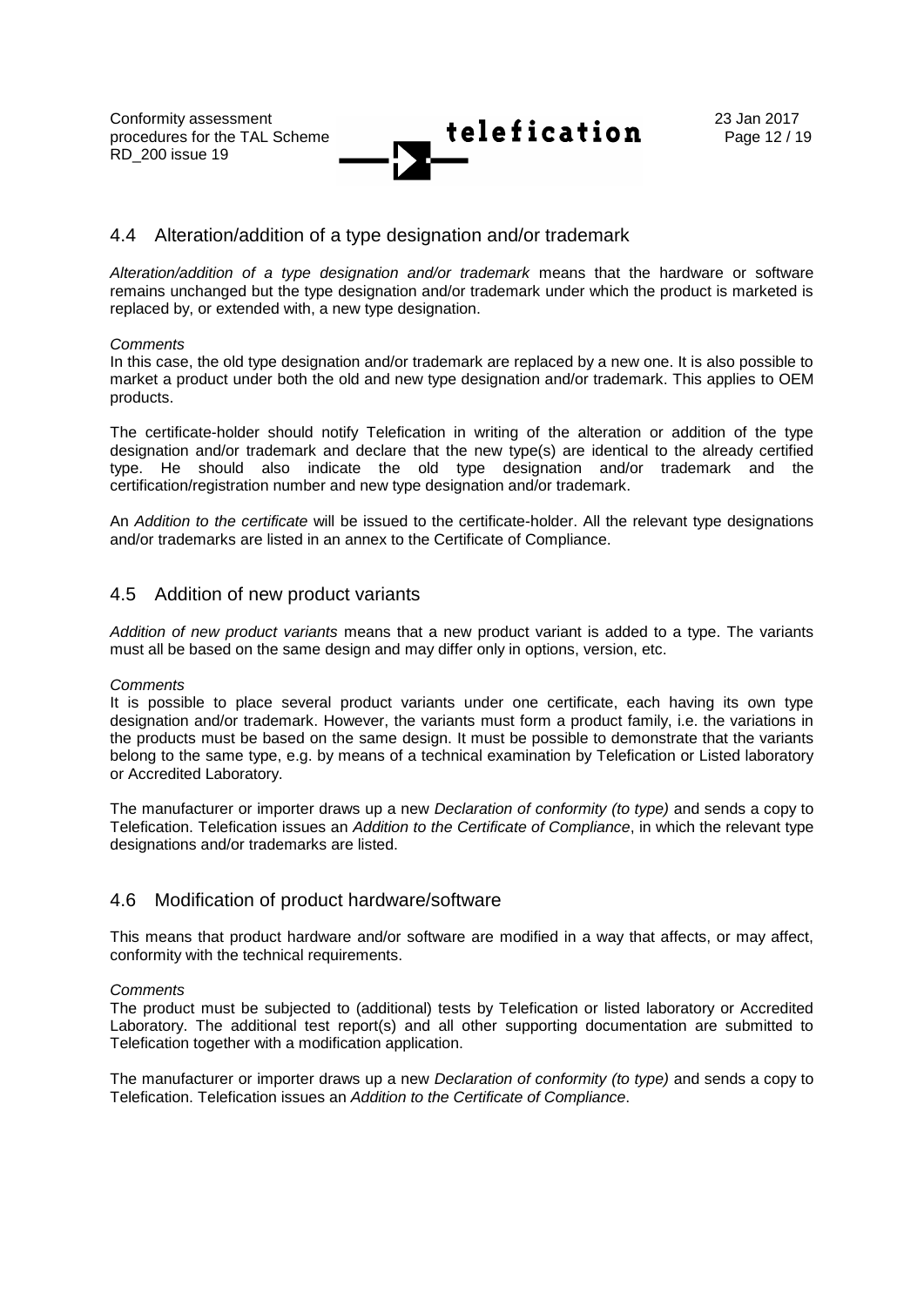## 4.4 Alteration/addition of a type designation and/or trademark

*Alteration/addition of a type designation and/or trademark* means that the hardware or software remains unchanged but the type designation and/or trademark under which the product is marketed is replaced by, or extended with, a new type designation.

*Comments*

In this case, the old type designation and/or trademark are replaced by a new one. It is also possible to market a product under both the old and new type designation and/or trademark. This applies to OEM products.

The certificate-holder should notify Telefication in writing of the alteration or addition of the type designation and/or trademark and declare that the new type(s) are identical to the already certified type. He should also indicate the old type designation and/or trademark and the certification/registration number and new type designation and/or trademark.

An *Addition to the certificate* will be issued to the certificate-holder. All the relevant type designations and/or trademarks are listed in an annex to the Certificate of Compliance.

## 4.5 Addition of new product variants

*Addition of new product variants* means that a new product variant is added to a type. The variants must all be based on the same design and may differ only in options, version, etc.

*Comments*

It is possible to place several product variants under one certificate, each having its own type designation and/or trademark. However, the variants must form a product family, i.e. the variations in the products must be based on the same design. It must be possible to demonstrate that the variants belong to the same type, e.g. by means of a technical examination by Telefication or Listed laboratory or Accredited Laboratory.

The manufacturer or importer draws up a new *Declaration of conformity (to type)* and sends a copy to Telefication. Telefication issues an *Addition to the Certificate of Compliance*, in which the relevant type designations and/or trademarks are listed.

## 4.6 Modification of product hardware/software

This means that product hardware and/or software are modified in a way that affects, or may affect, conformity with the technical requirements.

*Comments*

The product must be subjected to (additional) tests by Telefication or listed laboratory or Accredited Laboratory. The additional test report(s) and all other supporting documentation are submitted to Telefication together with a modification application.

The manufacturer or importer draws up a new *Declaration of conformity (to type)* and sends a copy to Telefication. Telefication issues an *Addition to the Certificate of Compliance*.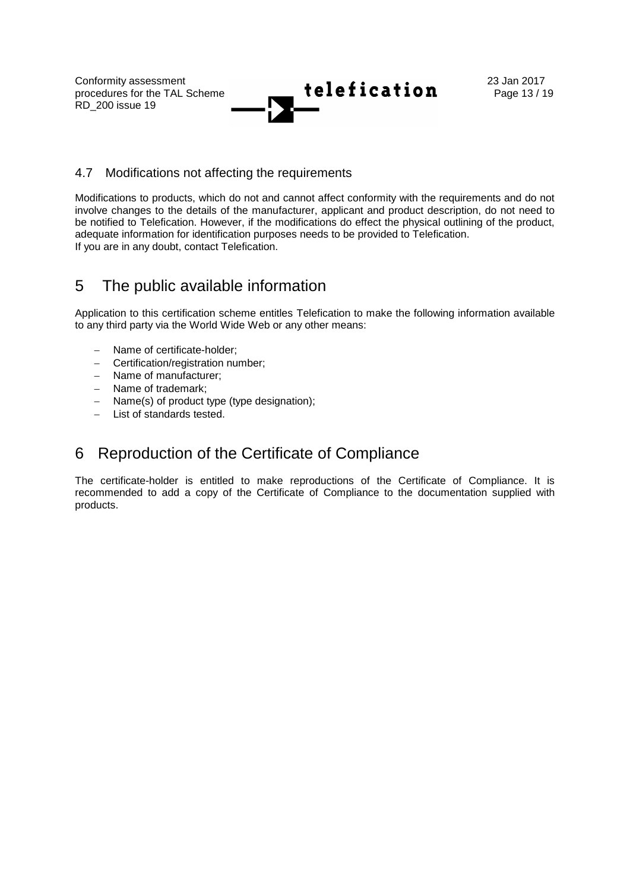### 4.7 Modifications not affecting the requirements

Modifications to products, which do not and cannot affect conformity with the requirements and do not involve changes to the details of the manufacturer, applicant and product description, do not need to be notified to Telefication. However, if the modifications do effect the physical outlining of the product, adequate information for identification purposes needs to be provided to Telefication.
If you are in any doubt, contact Telefication.

## 5 The public available information

Application to this certification scheme entitles Telefication to make the following information available to any third party via the World Wide Web or any other means:

- Name of certificate-holder;
- Certification/registration number;
- Name of manufacturer;
- Name of trademark;
- Name(s) of product type (type designation);
- List of standards tested.

## 6 Reproduction of the Certificate of Compliance

The certificate-holder is entitled to make reproductions of the Certificate of Compliance. It is recommended to add a copy of the Certificate of Compliance to the documentation supplied with products.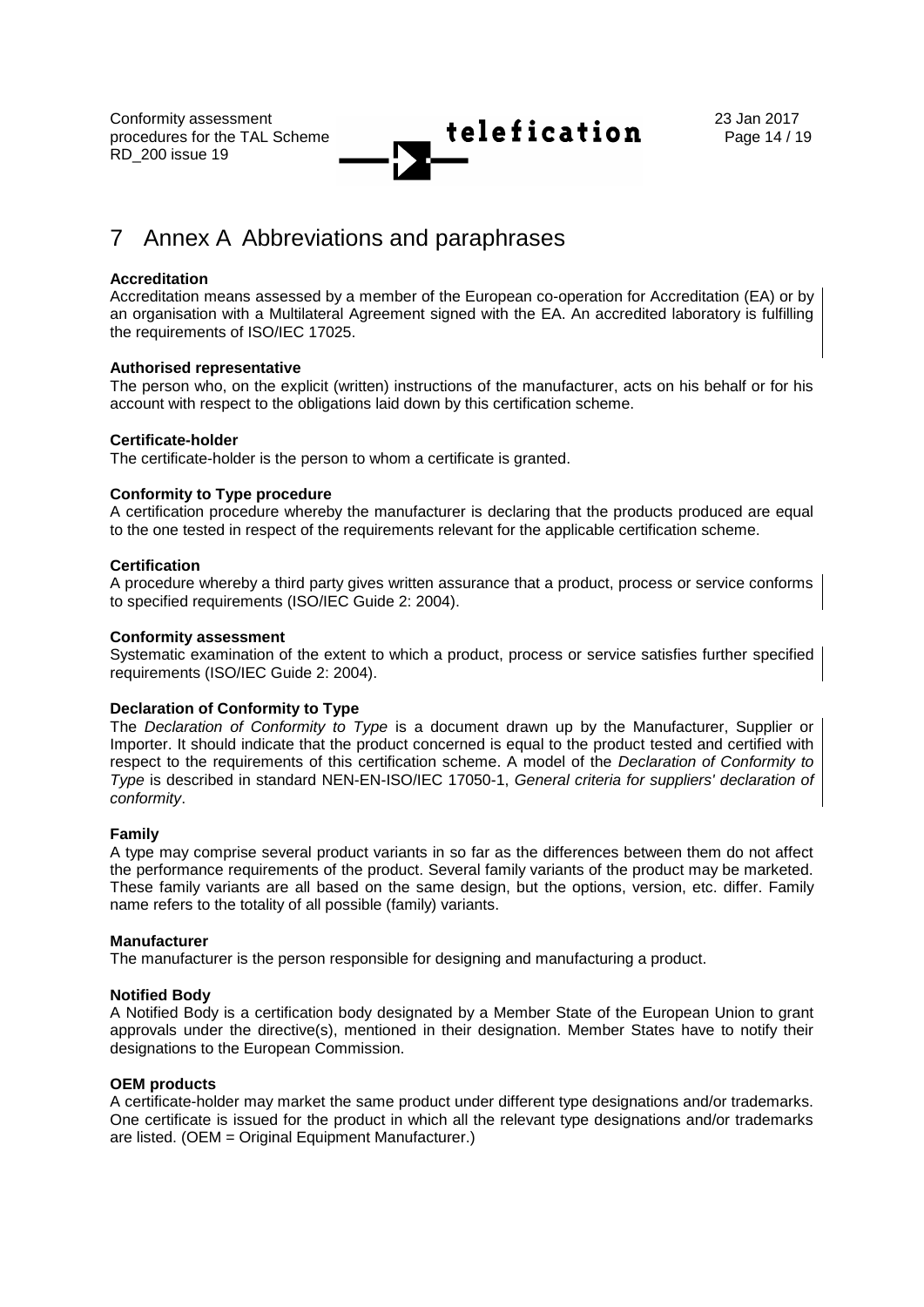# 7 Annex A Abbreviations and paraphrases

**Accreditation**
Accreditation means assessed by a member of the European co-operation for Accreditation (EA) or by an organisation with a Multilateral Agreement signed with the EA. An accredited laboratory is fulfilling the requirements of ISO/IEC 17025.

**Authorised representative**
The person who, on the explicit (written) instructions of the manufacturer, acts on his behalf or for his account with respect to the obligations laid down by this certification scheme.

**Certificate-holder**
The certificate-holder is the person to whom a certificate is granted.

**Conformity to Type procedure**
A certification procedure whereby the manufacturer is declaring that the products produced are equal to the one tested in respect of the requirements relevant for the applicable certification scheme.

**Certification**
A procedure whereby a third party gives written assurance that a product, process or service conforms to specified requirements (ISO/IEC Guide 2: 2004).

**Conformity assessment**
Systematic examination of the extent to which a product, process or service satisfies further specified requirements (ISO/IEC Guide 2: 2004).

**Declaration of Conformity to Type**
The *Declaration of Conformity to Type* is a document drawn up by the Manufacturer, Supplier or Importer. It should indicate that the product concerned is equal to the product tested and certified with respect to the requirements of this certification scheme. A model of the *Declaration of Conformity to Type* is described in standard NEN-EN-ISO/IEC 17050-1, *General criteria for suppliers' declaration of conformity*.

**Family**
A type may comprise several product variants in so far as the differences between them do not affect the performance requirements of the product. Several family variants of the product may be marketed. These family variants are all based on the same design, but the options, version, etc. differ. Family name refers to the totality of all possible (family) variants.

**Manufacturer**
The manufacturer is the person responsible for designing and manufacturing a product.

**Notified Body**
A Notified Body is a certification body designated by a Member State of the European Union to grant approvals under the directive(s), mentioned in their designation. Member States have to notify their designations to the European Commission.

**OEM products**
A certificate-holder may market the same product under different type designations and/or trademarks. One certificate is issued for the product in which all the relevant type designations and/or trademarks are listed. (OEM = Original Equipment Manufacturer.)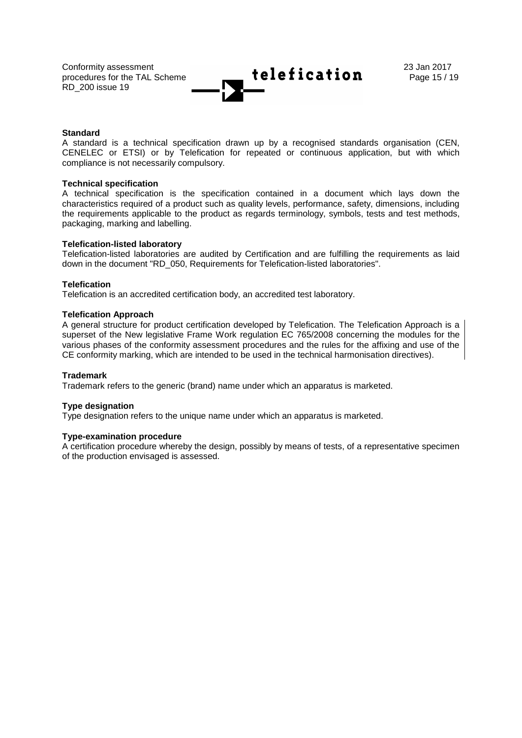**Standard**

A standard is a technical specification drawn up by a recognised standards organisation (CEN, CENELEC or ETSI) or by Telefication for repeated or continuous application, but with which compliance is not necessarily compulsory.

**Technical specification**

A technical specification is the specification contained in a document which lays down the characteristics required of a product such as quality levels, performance, safety, dimensions, including the requirements applicable to the product as regards terminology, symbols, tests and test methods, packaging, marking and labelling.

**Telefication-listed laboratory**

Telefication-listed laboratories are audited by Certification and are fulfilling the requirements as laid down in the document "RD_050, Requirements for Telefication-listed laboratories".

**Telefication**

Telefication is an accredited certification body, an accredited test laboratory.

**Telefication Approach**

A general structure for product certification developed by Telefication. The Telefication Approach is a superset of the New legislative Frame Work regulation EC 765/2008 concerning the modules for the various phases of the conformity assessment procedures and the rules for the affixing and use of the CE conformity marking, which are intended to be used in the technical harmonisation directives).

**Trademark**

Trademark refers to the generic (brand) name under which an apparatus is marketed.

**Type designation**

Type designation refers to the unique name under which an apparatus is marketed.

**Type-examination procedure**

A certification procedure whereby the design, possibly by means of tests, of a representative specimen of the production envisaged is assessed.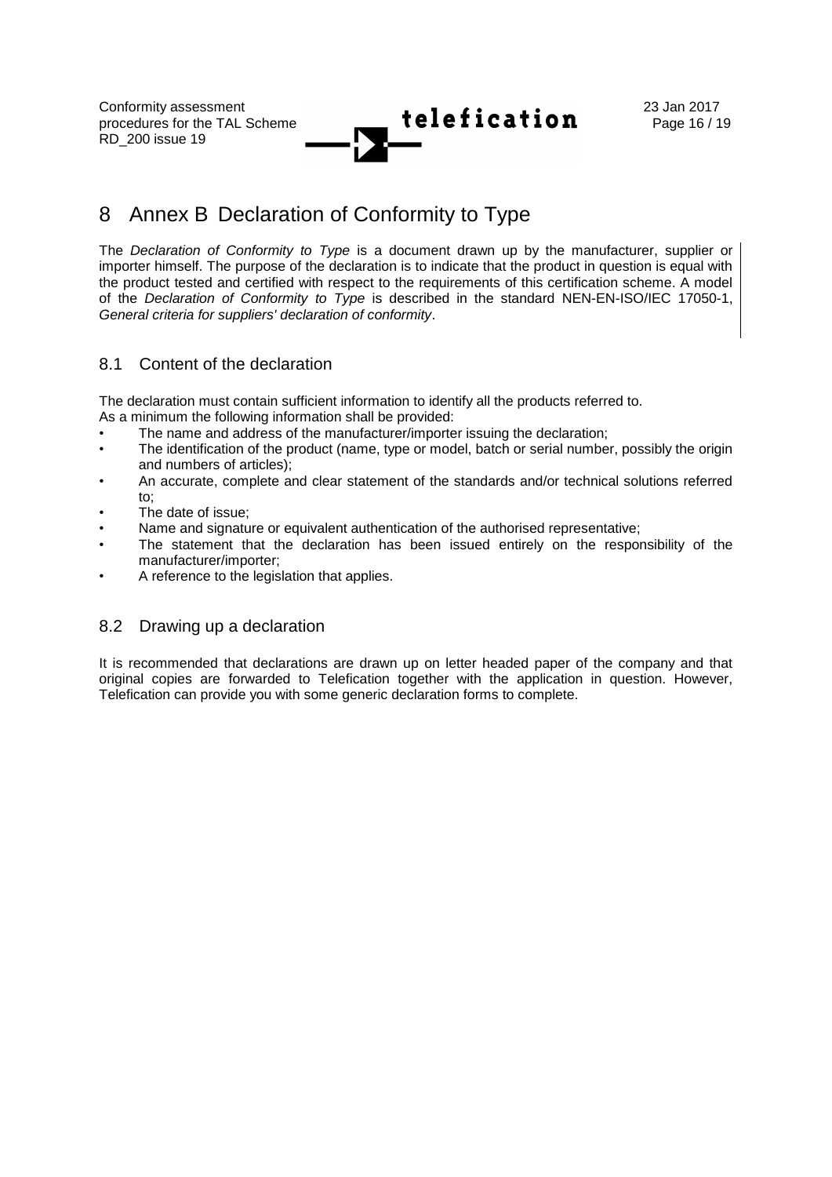# 8 Annex B Declaration of Conformity to Type

The *Declaration of Conformity to Type* is a document drawn up by the manufacturer, supplier or importer himself. The purpose of the declaration is to indicate that the product in question is equal with the product tested and certified with respect to the requirements of this certification scheme. A model of the *Declaration of Conformity to Type* is described in the standard NEN-EN-ISO/IEC 17050-1, *General criteria for suppliers' declaration of conformity*.

## 8.1 Content of the declaration

The declaration must contain sufficient information to identify all the products referred to.
As a minimum the following information shall be provided:

- The name and address of the manufacturer/importer issuing the declaration;
- The identification of the product (name, type or model, batch or serial number, possibly the origin and numbers of articles);
- An accurate, complete and clear statement of the standards and/or technical solutions referred to;
- The date of issue;
- Name and signature or equivalent authentication of the authorised representative;
- The statement that the declaration has been issued entirely on the responsibility of the manufacturer/importer;
- A reference to the legislation that applies.

## 8.2 Drawing up a declaration

It is recommended that declarations are drawn up on letter headed paper of the company and that original copies are forwarded to Telefication together with the application in question. However, Telefication can provide you with some generic declaration forms to complete.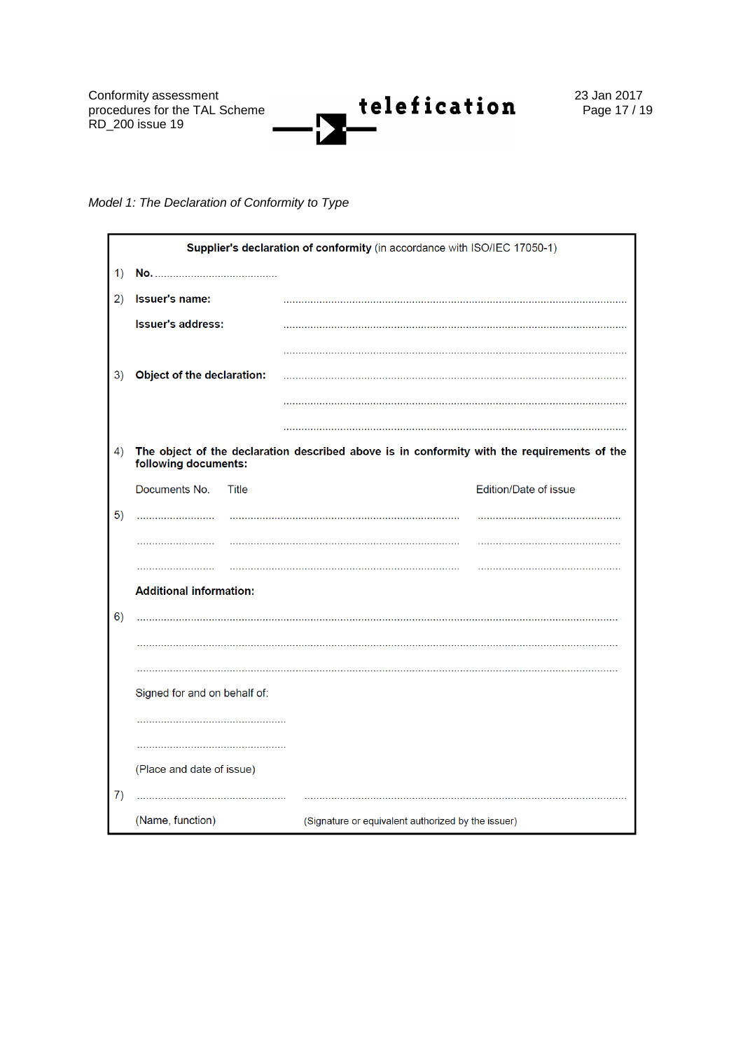*Model 1: The Declaration of Conformity to Type*

**Supplier's declaration of conformity** (in accordance with ISO/IEC 17050-1)

1) **No.** ........................................

2) **Issuer's name:** ........................................................................................................

**Issuer's address:** ........................................................................................................

........................................................................................................

3) **Object of the declaration:** ........................................................................................................

........................................................................................................

........................................................................................................

4) **The object of the declaration described above is in conformity with the requirements of the following documents:**

| Documents No. | Title | Edition/Date of issue |
|---|---|---|
| 5) .......................... | ............................................................................ | ................................................ |
| .......................... | ............................................................................ | ................................................ |
| .......................... | ............................................................................ | ................................................ |

**Additional information:**

6) ........................................................................................................................................................

........................................................................................................................................................

........................................................................................................................................................

Signed for and on behalf of:

.................................................

.................................................

(Place and date of issue)

7) ................................................. ........................................................................................................

(Name, function) (Signature or equivalent authorized by the issuer)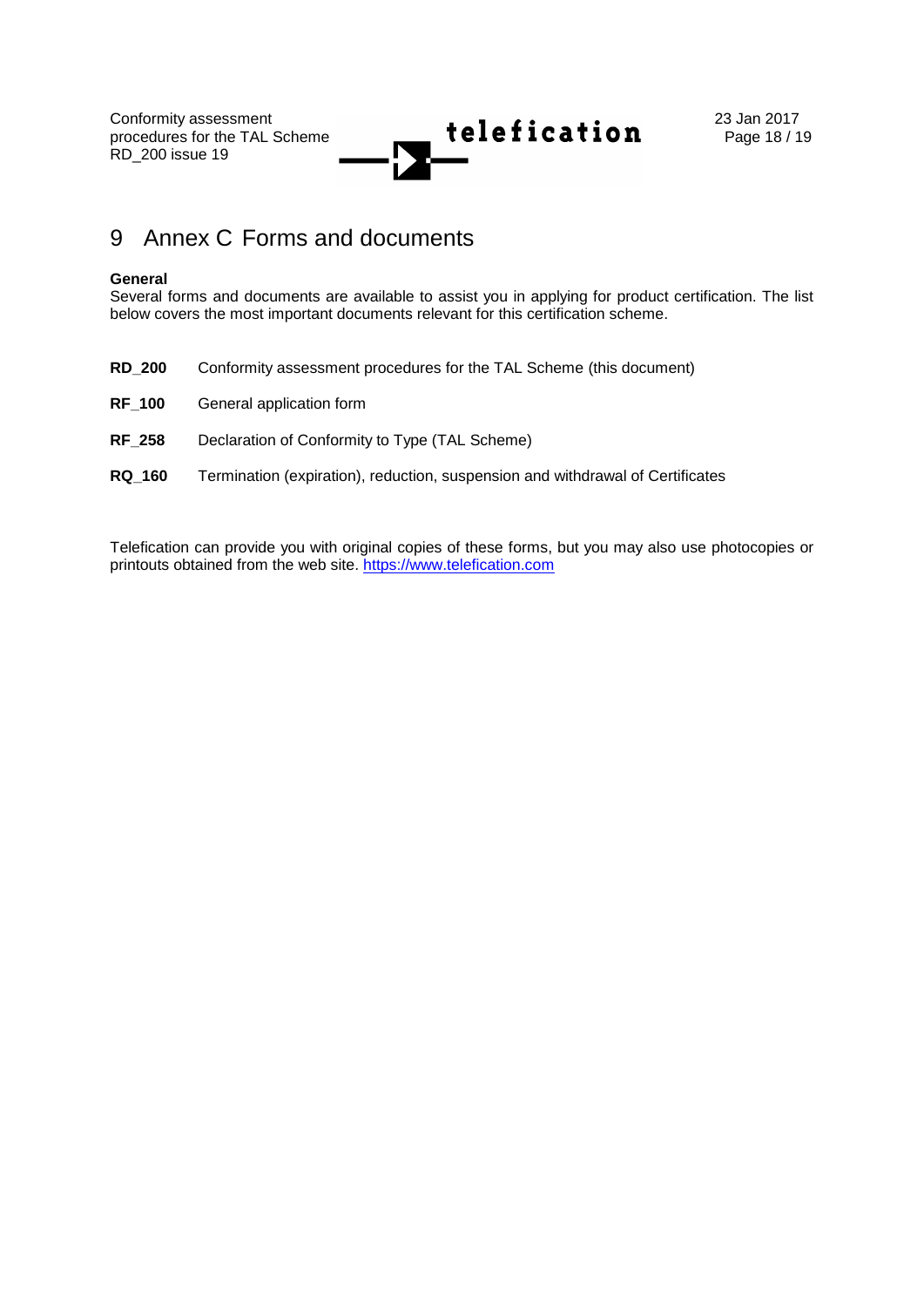# 9 Annex C Forms and documents

**General**
Several forms and documents are available to assist you in applying for product certification. The list below covers the most important documents relevant for this certification scheme.

**RD_200** Conformity assessment procedures for the TAL Scheme (this document)

**RF_100** General application form

**RF_258** Declaration of Conformity to Type (TAL Scheme)

**RQ_160** Termination (expiration), reduction, suspension and withdrawal of Certificates

Telefication can provide you with original copies of these forms, but you may also use photocopies or printouts obtained from the web site. https://www.telefication.com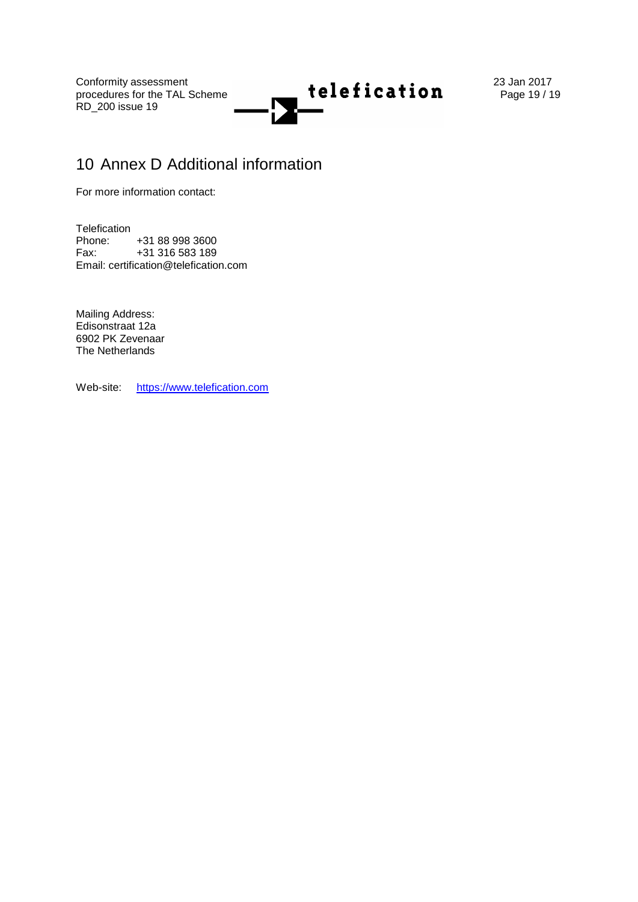# 10 Annex D Additional information

For more information contact:

Telefication
Phone: +31 88 998 3600
Fax: +31 316 583 189
Email: certification@telefication.com

Mailing Address:
Edisonstraat 12a
6902 PK Zevenaar
The Netherlands

Web-site: https://www.telefication.com